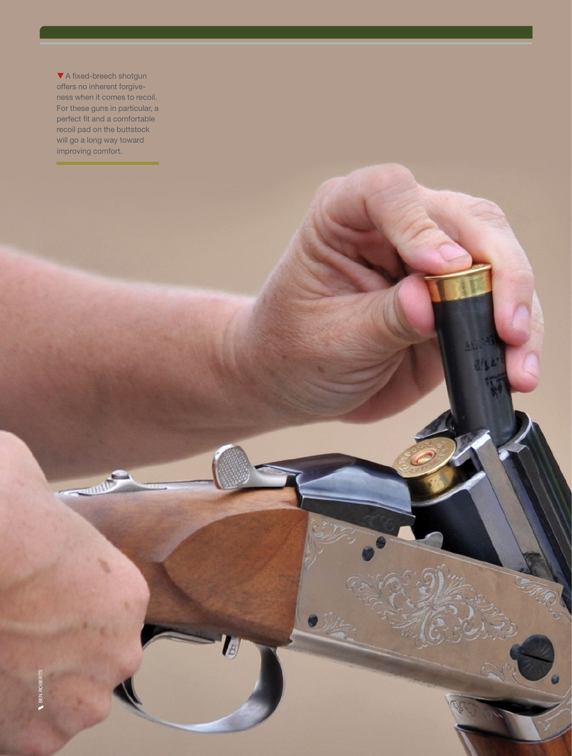▼ A fixed-breech shotgun offers no inherent forgiveness when it comes to recoil. For these guns in particular, a perfect fit and a comfortable recoil pad on the buttstock will go a long way toward improving comfort.

BEN ROBERTS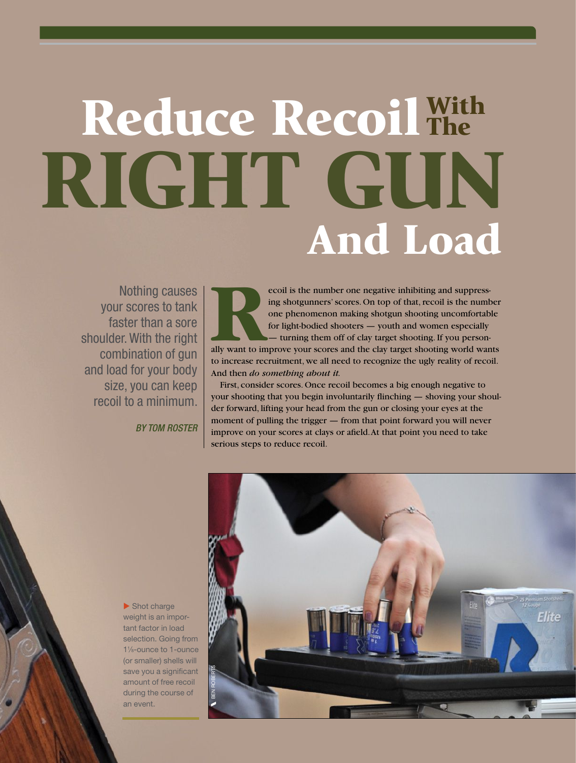# Reduce Recoil With The RIGHT GUN And Load

Nothing causes your scores to tank faster than a sore shoulder. With the right combination of gun and load for your body size, you can keep recoil to a minimum.

*BY TOM ROSTER*

Recoil is the number one negative inhibiting and suppressing shotgunners' scores. On top of that, recoil is the number one phenomenon making shotgun shooting uncomfortable for light-bodied shooters — youth and women especially — turning them off of clay target shooting. If you personally want to improve your scores and the clay target shooting world wants to increase recruitment, we all need to recognize the ugly reality of recoil. And then *do something about it.*

First, consider scores. Once recoil becomes a big enough negative to your shooting that you begin involuntarily flinching — shoving your shoulder forward, lifting your head from the gun or closing your eyes at the moment of pulling the trigger — from that point forward you will never improve on your scores at clays or afield. At that point you need to take serious steps to reduce recoil.

▶ Shot charge weight is an important factor in load selection. Going from 1⅛-ounce to 1-ounce (or smaller) shells will save you a significant amount of free recoil during the course of an event.

BEN ROBERTS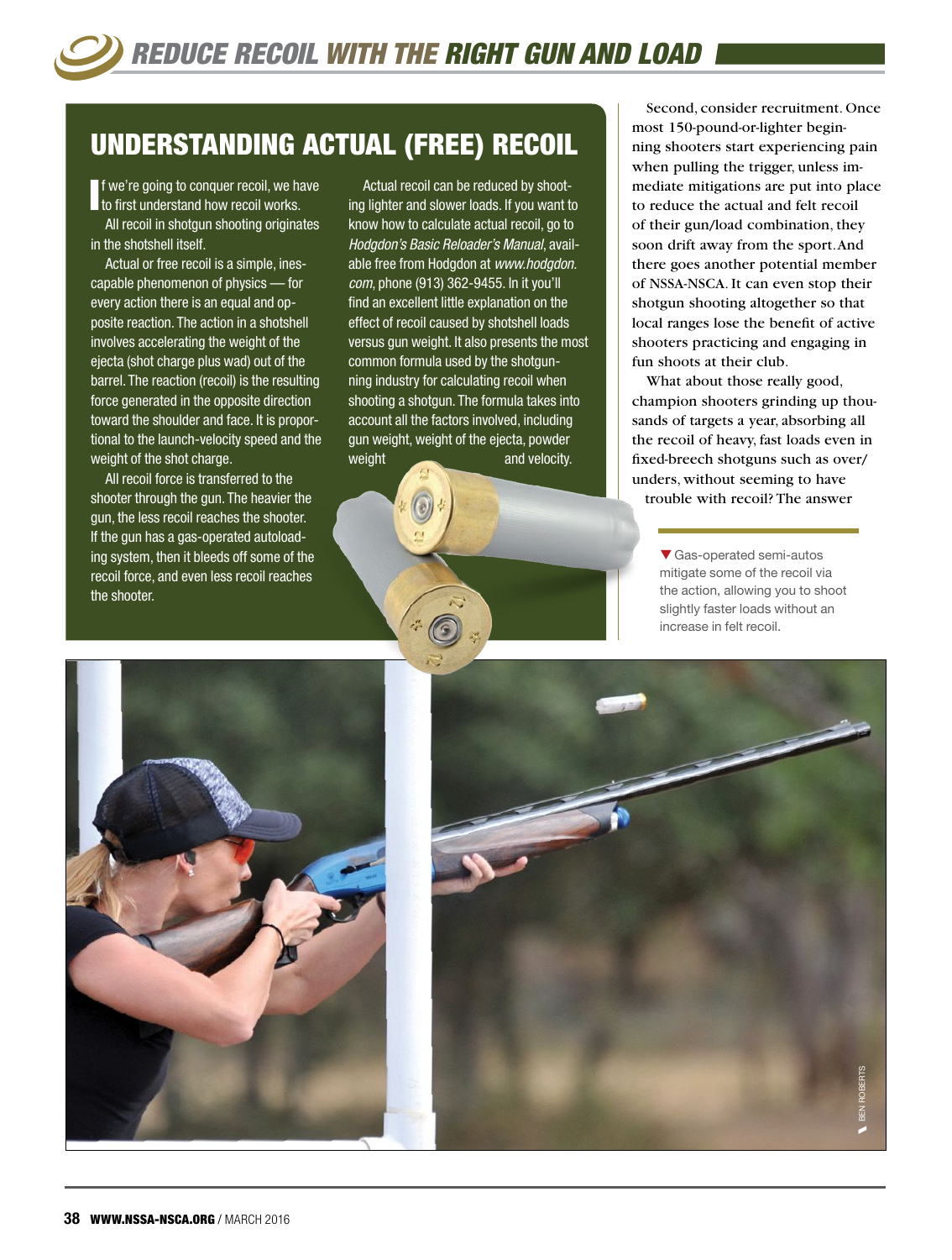## UNDERSTANDING ACTUAL (FREE) RECOIL

If we're going to conquer recoil, we have to first understand how recoil works.

All recoil in shotgun shooting originates in the shotshell itself.

Actual or free recoil is a simple, inescapable phenomenon of physics — for every action there is an equal and opposite reaction. The action in a shotshell involves accelerating the weight of the ejecta (shot charge plus wad) out of the barrel. The reaction (recoil) is the resulting force generated in the opposite direction toward the shoulder and face. It is proportional to the launch-velocity speed and the weight of the shot charge.

All recoil force is transferred to the shooter through the gun. The heavier the gun, the less recoil reaches the shooter. If the gun has a gas-operated autoloading system, then it bleeds off some of the recoil force, and even less recoil reaches the shooter.

Actual recoil can be reduced by shooting lighter and slower loads. If you want to know how to calculate actual recoil, go to *Hodgdon's Basic Reloader's Manual*, available free from Hodgdon at *www.hodgdon.com*, phone (913) 362-9455. In it you'll find an excellent little explanation on the effect of recoil caused by shotshell loads versus gun weight. It also presents the most common formula used by the shotgunning industry for calculating recoil when shooting a shotgun. The formula takes into account all the factors involved, including gun weight, weight of the ejecta, powder weight and velocity.

Second, consider recruitment. Once most 150-pound-or-lighter beginning shooters start experiencing pain when pulling the trigger, unless immediate mitigations are put into place to reduce the actual and felt recoil of their gun/load combination, they soon drift away from the sport. And there goes another potential member of NSSA-NSCA. It can even stop their shotgun shooting altogether so that local ranges lose the benefit of active shooters practicing and engaging in fun shoots at their club.

What about those really good, champion shooters grinding up thousands of targets a year, absorbing all the recoil of heavy, fast loads even in fixed-breech shotguns such as over/unders, without seeming to have trouble with recoil? The answer

▼ Gas-operated semi-autos mitigate some of the recoil via the action, allowing you to shoot slightly faster loads without an increase in felt recoil.

BEN ROBERTS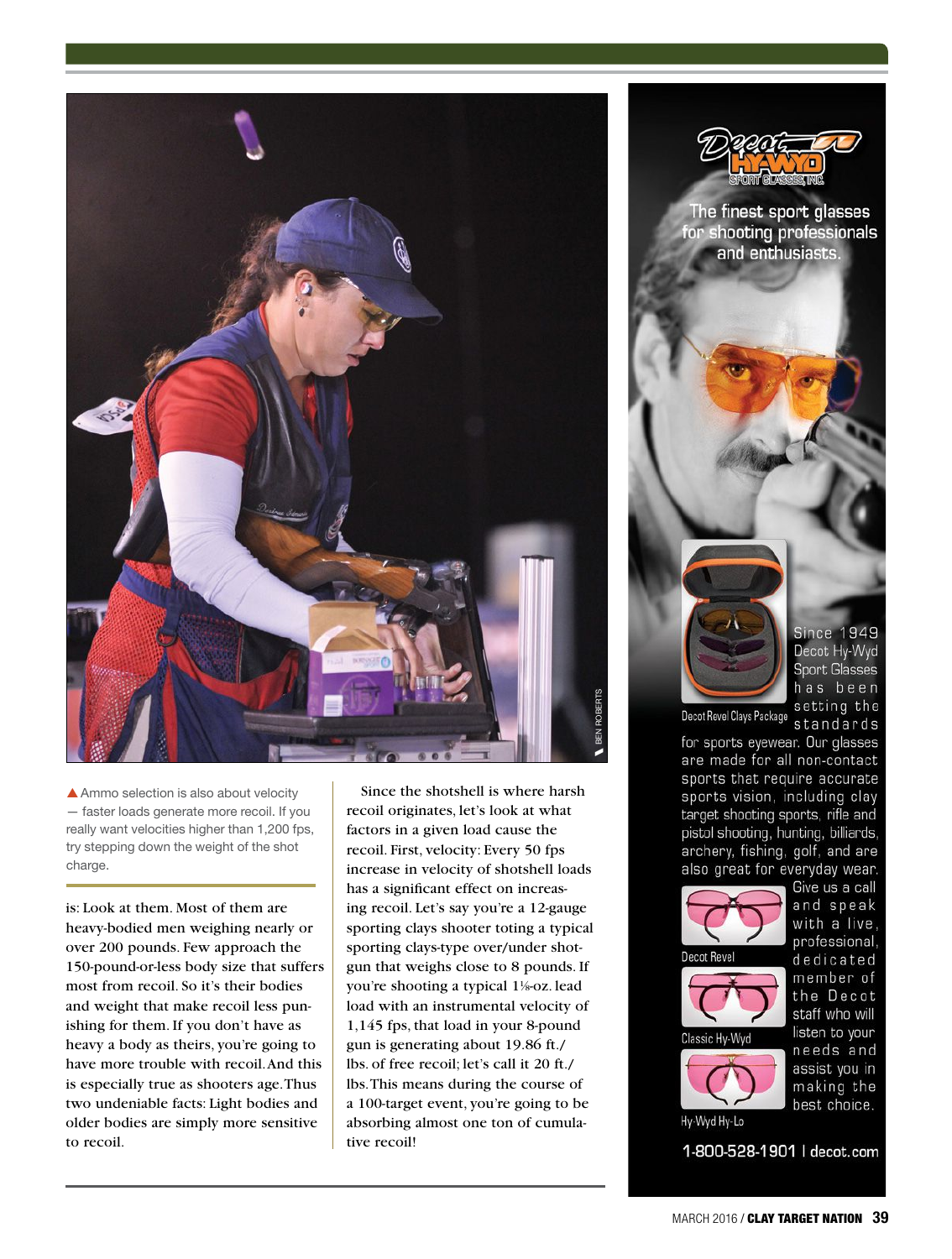▲ Ammo selection is also about velocity — faster loads generate more recoil. If you really want velocities higher than 1,200 fps, try stepping down the weight of the shot charge.

is: Look at them. Most of them are heavy-bodied men weighing nearly or over 200 pounds. Few approach the 150-pound-or-less body size that suffers most from recoil. So it's their bodies and weight that make recoil less punishing for them. If you don't have as heavy a body as theirs, you're going to have more trouble with recoil. And this is especially true as shooters age. Thus two undeniable facts: Light bodies and older bodies are simply more sensitive to recoil.

Since the shotshell is where harsh recoil originates, let's look at what factors in a given load cause the recoil. First, velocity: Every 50 fps increase in velocity of shotshell loads has a significant effect on increasing recoil. Let's say you're a 12-gauge sporting clays shooter toting a typical sporting clays-type over/under shotgun that weighs close to 8 pounds. If you're shooting a typical 1⅛-oz. lead load with an instrumental velocity of 1,145 fps, that load in your 8-pound gun is generating about 19.86 ft./lbs. of free recoil; let's call it 20 ft./lbs. This means during the course of a 100-target event, you're going to be absorbing almost one ton of cumulative recoil!

Decot Hy-Wyd Sport Glasses, Inc.

The finest sport glasses for shooting professionals and enthusiasts.

Decot Revel Clays Package

Since 1949 Decot Hy-Wyd Sport Glasses has been setting the standards for sports eyewear. Our glasses are made for all non-contact sports that require accurate sports vision, including clay target shooting sports, rifle and pistol shooting, hunting, billiards, archery, fishing, golf, and are also great for everyday wear.

Decot Revel

Classic Hy-Wyd

Hy-Wyd Hy-Lo

Give us a call and speak with a live, professional, dedicated member of the Decot staff who will listen to your needs and assist you in making the best choice.

1-800-528-1901 | decot.com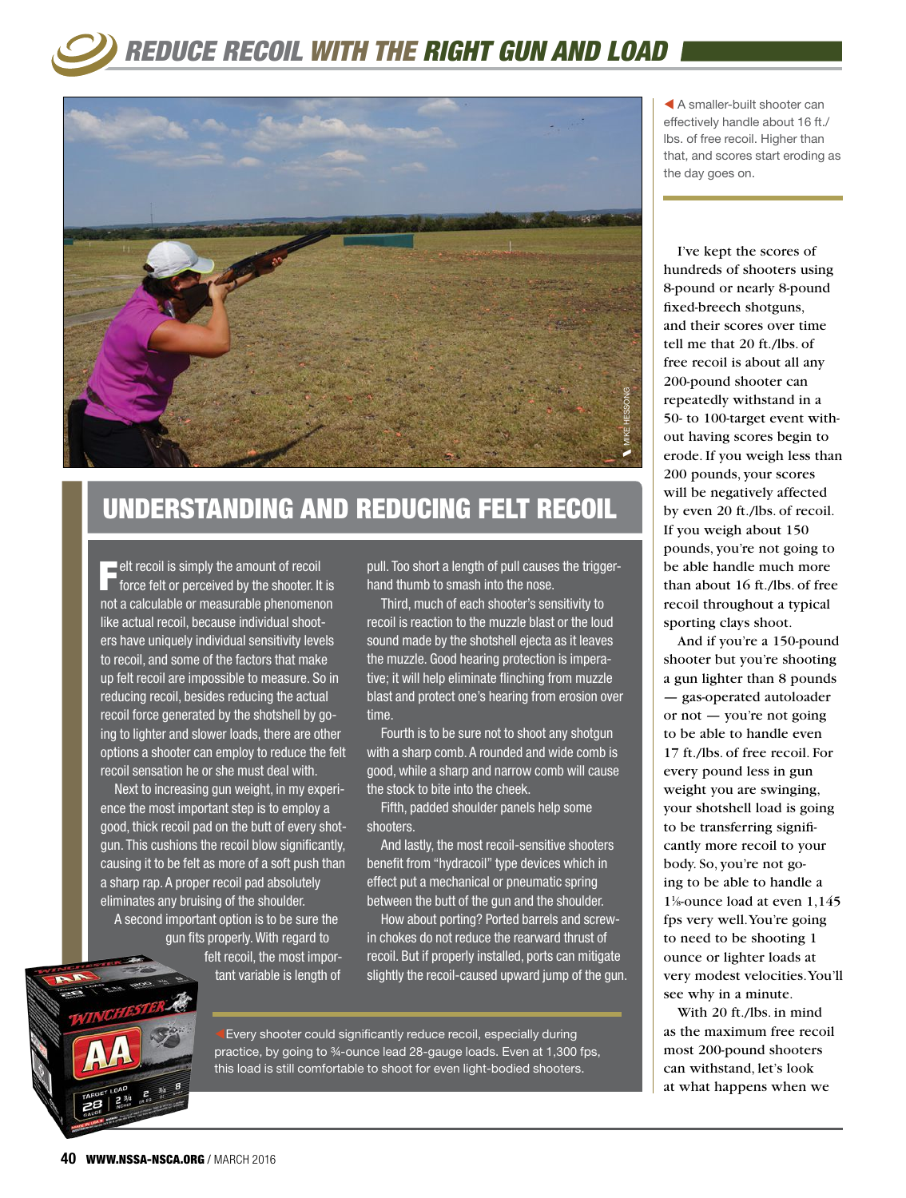# REDUCE RECOIL WITH THE RIGHT GUN AND LOAD

A smaller-built shooter can effectively handle about 16 ft./lbs. of free recoil. Higher than that, and scores start eroding as the day goes on.

## UNDERSTANDING AND REDUCING FELT RECOIL

Felt recoil is simply the amount of recoil force felt or perceived by the shooter. It is not a calculable or measurable phenomenon like actual recoil, because individual shooters have uniquely individual sensitivity levels to recoil, and some of the factors that make up felt recoil are impossible to measure. So in reducing recoil, besides reducing the actual recoil force generated by the shotshell by going to lighter and slower loads, there are other options a shooter can employ to reduce the felt recoil sensation he or she must deal with.

Next to increasing gun weight, in my experience the most important step is to employ a good, thick recoil pad on the butt of every shotgun. This cushions the recoil blow significantly, causing it to be felt as more of a soft push than a sharp rap. A proper recoil pad absolutely eliminates any bruising of the shoulder.

A second important option is to be sure the gun fits properly. With regard to felt recoil, the most important variable is length of pull. Too short a length of pull causes the trigger-hand thumb to smash into the nose.

Third, much of each shooter's sensitivity to recoil is reaction to the muzzle blast or the loud sound made by the shotshell ejecta as it leaves the muzzle. Good hearing protection is imperative; it will help eliminate flinching from muzzle blast and protect one's hearing from erosion over time.

Fourth is to be sure not to shoot any shotgun with a sharp comb. A rounded and wide comb is good, while a sharp and narrow comb will cause the stock to bite into the cheek.

Fifth, padded shoulder panels help some shooters.

And lastly, the most recoil-sensitive shooters benefit from "hydracoil" type devices which in effect put a mechanical or pneumatic spring between the butt of the gun and the shoulder.

How about porting? Ported barrels and screw-in chokes do not reduce the rearward thrust of recoil. But if properly installed, ports can mitigate slightly the recoil-caused upward jump of the gun.

Every shooter could significantly reduce recoil, especially during practice, by going to ¾-ounce lead 28-gauge loads. Even at 1,300 fps, this load is still comfortable to shoot for even light-bodied shooters.

I've kept the scores of hundreds of shooters using 8-pound or nearly 8-pound fixed-breech shotguns, and their scores over time tell me that 20 ft./lbs. of free recoil is about all any 200-pound shooter can repeatedly withstand in a 50- to 100-target event without having scores begin to erode. If you weigh less than 200 pounds, your scores will be negatively affected by even 20 ft./lbs. of recoil. If you weigh about 150 pounds, you're not going to be able handle much more than about 16 ft./lbs. of free recoil throughout a typical sporting clays shoot.

And if you're a 150-pound shooter but you're shooting a gun lighter than 8 pounds — gas-operated autoloader or not — you're not going to be able to handle even 17 ft./lbs. of free recoil. For every pound less in gun weight you are swinging, your shotshell load is going to be transferring significantly more recoil to your body. So, you're not going to be able to handle a 1⅛-ounce load at even 1,145 fps very well. You're going to need to be shooting 1 ounce or lighter loads at very modest velocities. You'll see why in a minute.

With 20 ft./lbs. in mind as the maximum free recoil most 200-pound shooters can withstand, let's look at what happens when we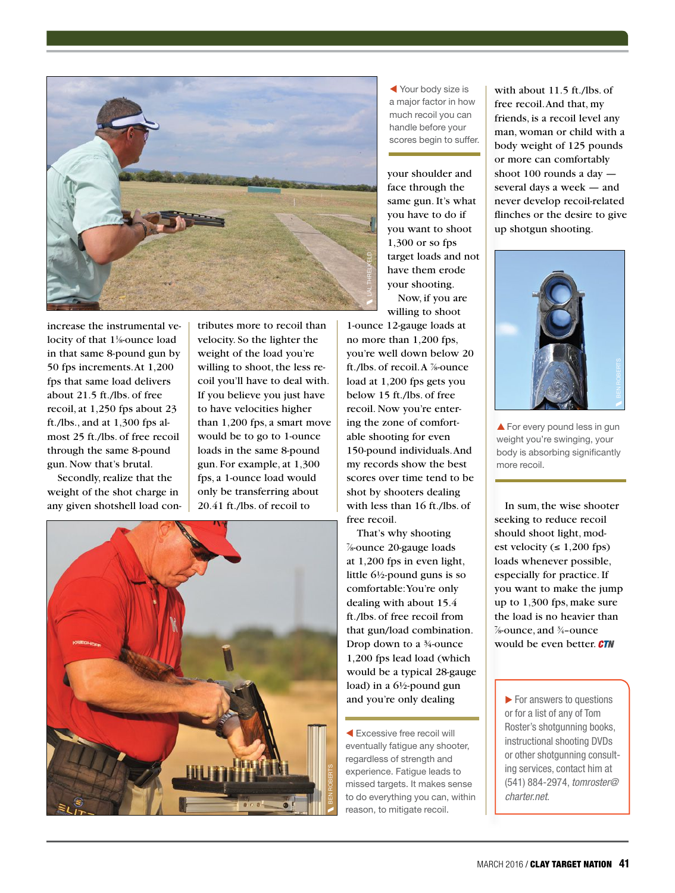increase the instrumental velocity of that 1⅛-ounce load in that same 8-pound gun by 50 fps increments. At 1,200 fps that same load delivers about 21.5 ft./lbs. of free recoil, at 1,250 fps about 23 ft./lbs., and at 1,300 fps almost 25 ft./lbs. of free recoil through the same 8-pound gun. Now that's brutal.

Secondly, realize that the weight of the shot charge in any given shotshell load contributes more to recoil than velocity. So the lighter the weight of the load you're willing to shoot, the less recoil you'll have to deal with. If you believe you just have to have velocities higher than 1,200 fps, a smart move would be to go to 1-ounce loads in the same 8-pound gun. For example, at 1,300 fps, a 1-ounce load would only be transferring about 20.41 ft./lbs. of recoil to your shoulder and face through the same gun. It's what you have to do if you want to shoot 1,300 or so fps target loads and not have them erode your shooting.

Now, if you are willing to shoot 1-ounce 12-gauge loads at no more than 1,200 fps, you're well down below 20 ft./lbs. of recoil. A ⅞-ounce load at 1,200 fps gets you below 15 ft./lbs. of free recoil. Now you're entering the zone of comfortable shooting for even 150-pound individuals. And my records show the best scores over time tend to be shot by shooters dealing with less than 16 ft./lbs. of free recoil.

That's why shooting ⅞-ounce 20-gauge loads at 1,200 fps in even light, little 6½-pound guns is so comfortable: You're only dealing with about 15.4 ft./lbs. of free recoil from that gun/load combination. Drop down to a ¾-ounce 1,200 fps lead load (which would be a typical 28-gauge load) in a 6½-pound gun and you're only dealing with about 11.5 ft./lbs. of free recoil. And that, my friends, is a recoil level any man, woman or child with a body weight of 125 pounds or more can comfortably shoot 100 rounds a day — several days a week — and never develop recoil-related flinches or the desire to give up shotgun shooting.

In sum, the wise shooter seeking to reduce recoil should shoot light, modest velocity (≤ 1,200 fps) loads whenever possible, especially for practice. If you want to make the jump up to 1,300 fps, make sure the load is no heavier than ⅞-ounce, and ¾-ounce would be even better. *CTN*

◀ Your body size is a major factor in how much recoil you can handle before your scores begin to suffer.

◀ Excessive free recoil will eventually fatigue any shooter, regardless of strength and experience. Fatigue leads to missed targets. It makes sense to do everything you can, within reason, to mitigate recoil.

▲ For every pound less in gun weight you're swinging, your body is absorbing significantly more recoil.

▶ For answers to questions or for a list of any of Tom Roster's shotgunning books, instructional shooting DVDs or other shotgunning consulting services, contact him at (541) 884-2974, *tomroster@charter.net.*